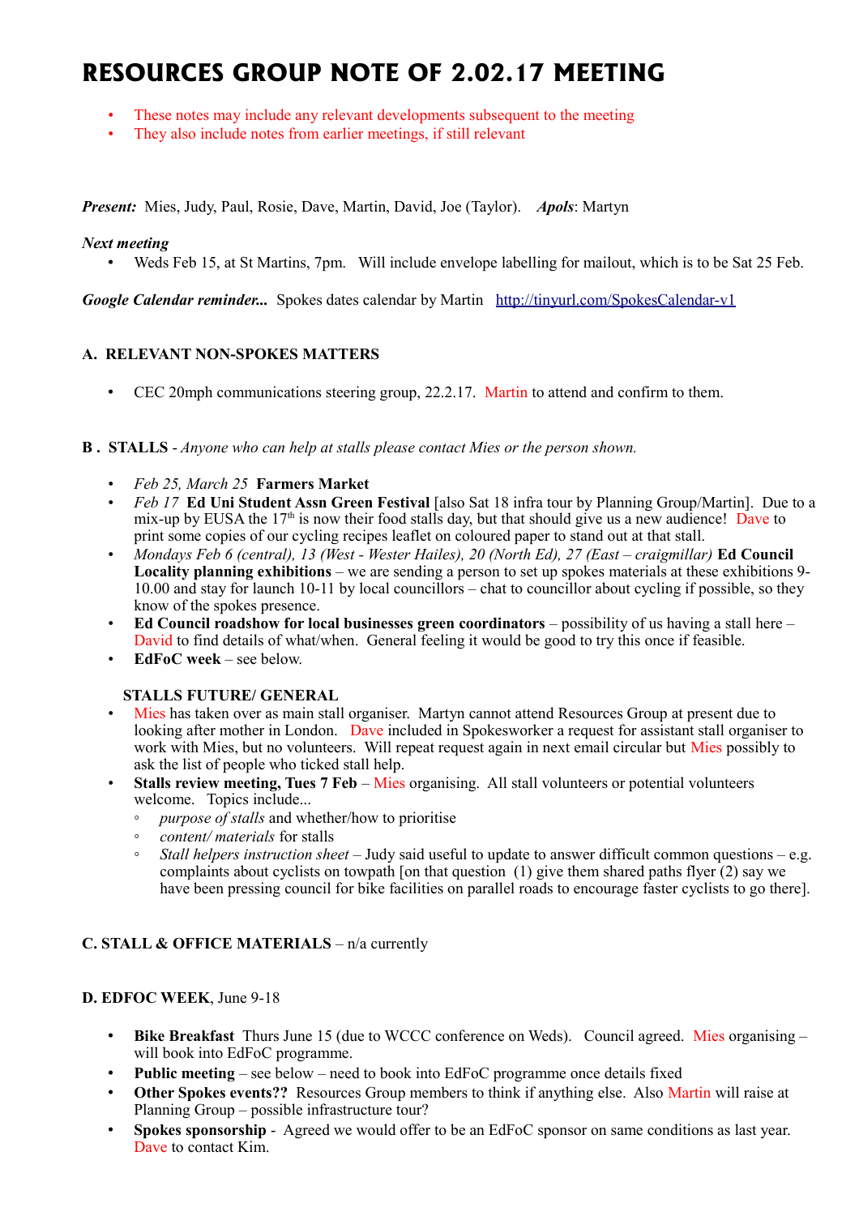# RESOURCES GROUP NOTE OF 2.02.17 MEETING

- These notes may include any relevant developments subsequent to the meeting
- They also include notes from earlier meetings, if still relevant

***Present:*** Mies, Judy, Paul, Rosie, Dave, Martin, David, Joe (Taylor). ***Apols***: Martyn

***Next meeting***

- Weds Feb 15, at St Martins, 7pm. Will include envelope labelling for mailout, which is to be Sat 25 Feb.

***Google Calendar reminder...*** Spokes dates calendar by Martin http://tinyurl.com/SpokesCalendar-v1

### A. RELEVANT NON-SPOKES MATTERS

- CEC 20mph communications steering group, 22.2.17. Martin to attend and confirm to them.

### B . STALLS - *Anyone who can help at stalls please contact Mies or the person shown.*

- *Feb 25, March 25* **Farmers Market**
- *Feb 17* **Ed Uni Student Assn Green Festival** [also Sat 18 infra tour by Planning Group/Martin]. Due to a mix-up by EUSA the 17th is now their food stalls day, but that should give us a new audience! Dave to print some copies of our cycling recipes leaflet on coloured paper to stand out at that stall.
- *Mondays Feb 6 (central), 13 (West - Wester Hailes), 20 (North Ed), 27 (East – craigmillar)* **Ed Council Locality planning exhibitions** – we are sending a person to set up spokes materials at these exhibitions 9-10.00 and stay for launch 10-11 by local councillors – chat to councillor about cycling if possible, so they know of the spokes presence.
- **Ed Council roadshow for local businesses green coordinators** – possibility of us having a stall here – David to find details of what/when. General feeling it would be good to try this once if feasible.
- **EdFoC week** – see below.

**STALLS FUTURE/ GENERAL**

- Mies has taken over as main stall organiser. Martyn cannot attend Resources Group at present due to looking after mother in London. Dave included in Spokesworker a request for assistant stall organiser to work with Mies, but no volunteers. Will repeat request again in next email circular but Mies possibly to ask the list of people who ticked stall help.
- **Stalls review meeting, Tues 7 Feb** – Mies organising. All stall volunteers or potential volunteers welcome. Topics include...
  - *purpose of stalls* and whether/how to prioritise
  - *content/ materials* for stalls
  - *Stall helpers instruction sheet* – Judy said useful to update to answer difficult common questions – e.g. complaints about cyclists on towpath [on that question (1) give them shared paths flyer (2) say we have been pressing council for bike facilities on parallel roads to encourage faster cyclists to go there].

### C. STALL & OFFICE MATERIALS – n/a currently

### D. EDFOC WEEK, June 9-18

- **Bike Breakfast** Thurs June 15 (due to WCCC conference on Weds). Council agreed. Mies organising – will book into EdFoC programme.
- **Public meeting** – see below – need to book into EdFoC programme once details fixed
- **Other Spokes events??** Resources Group members to think if anything else. Also Martin will raise at Planning Group – possible infrastructure tour?
- **Spokes sponsorship** - Agreed we would offer to be an EdFoC sponsor on same conditions as last year. Dave to contact Kim.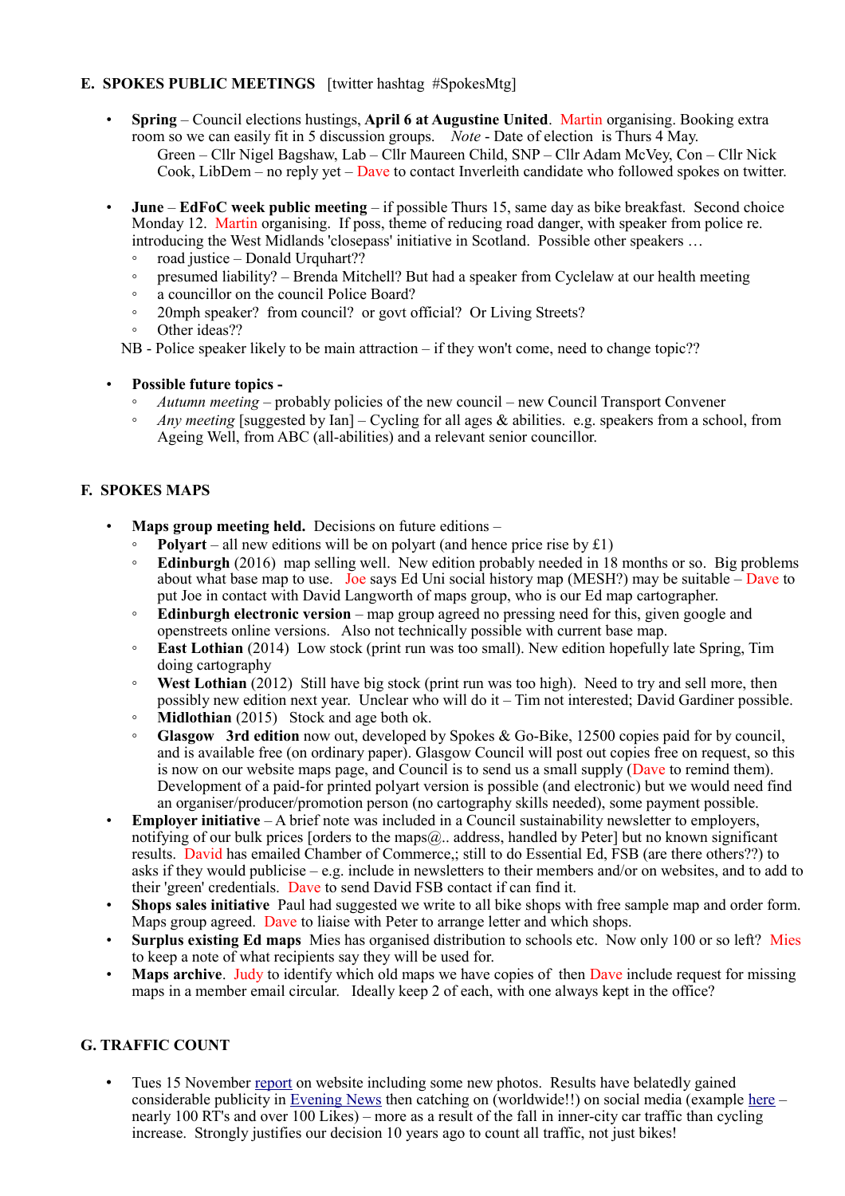## E. SPOKES PUBLIC MEETINGS [twitter hashtag #SpokesMtg]

- **Spring** – Council elections hustings, **April 6 at Augustine United**. Martin organising. Booking extra room so we can easily fit in 5 discussion groups. *Note* - Date of election is Thurs 4 May.
  Green – Cllr Nigel Bagshaw, Lab – Cllr Maureen Child, SNP – Cllr Adam McVey, Con – Cllr Nick Cook, LibDem – no reply yet – Dave to contact Inverleith candidate who followed spokes on twitter.

- **June** – **EdFoC week public meeting** – if possible Thurs 15, same day as bike breakfast. Second choice Monday 12. Martin organising. If poss, theme of reducing road danger, with speaker from police re. introducing the West Midlands 'closepass' initiative in Scotland. Possible other speakers …
  - road justice – Donald Urquhart??
  - presumed liability? – Brenda Mitchell? But had a speaker from Cyclelaw at our health meeting
  - a councillor on the council Police Board?
  - 20mph speaker? from council? or govt official? Or Living Streets?
  - Other ideas??

  NB - Police speaker likely to be main attraction – if they won't come, need to change topic??

- **Possible future topics -**
  - *Autumn meeting* – probably policies of the new council – new Council Transport Convener
  - *Any meeting* [suggested by Ian] – Cycling for all ages & abilities. e.g. speakers from a school, from Ageing Well, from ABC (all-abilities) and a relevant senior councillor.

## F. SPOKES MAPS

- **Maps group meeting held.** Decisions on future editions –
  - **Polyart** – all new editions will be on polyart (and hence price rise by £1)
  - **Edinburgh** (2016) map selling well. New edition probably needed in 18 months or so. Big problems about what base map to use. Joe says Ed Uni social history map (MESH?) may be suitable – Dave to put Joe in contact with David Langworth of maps group, who is our Ed map cartographer.
  - **Edinburgh electronic version** – map group agreed no pressing need for this, given google and openstreets online versions. Also not technically possible with current base map.
  - **East Lothian** (2014) Low stock (print run was too small). New edition hopefully late Spring, Tim doing cartography
  - **West Lothian** (2012) Still have big stock (print run was too high). Need to try and sell more, then possibly new edition next year. Unclear who will do it – Tim not interested; David Gardiner possible.
  - **Midlothian** (2015) Stock and age both ok.
  - **Glasgow 3rd edition** now out, developed by Spokes & Go-Bike, 12500 copies paid for by council, and is available free (on ordinary paper). Glasgow Council will post out copies free on request, so this is now on our website maps page, and Council is to send us a small supply (Dave to remind them). Development of a paid-for printed polyart version is possible (and electronic) but we would need find an organiser/producer/promotion person (no cartography skills needed), some payment possible.
- **Employer initiative** – A brief note was included in a Council sustainability newsletter to employers, notifying of our bulk prices [orders to the maps@.. address, handled by Peter] but no known significant results. David has emailed Chamber of Commerce,; still to do Essential Ed, FSB (are there others??) to asks if they would publicise – e.g. include in newsletters to their members and/or on websites, and to add to their 'green' credentials. Dave to send David FSB contact if can find it.
- **Shops sales initiative** Paul had suggested we write to all bike shops with free sample map and order form. Maps group agreed. Dave to liaise with Peter to arrange letter and which shops.
- **Surplus existing Ed maps** Mies has organised distribution to schools etc. Now only 100 or so left? Mies to keep a note of what recipients say they will be used for.
- **Maps archive**. Judy to identify which old maps we have copies of then Dave include request for missing maps in a member email circular. Ideally keep 2 of each, with one always kept in the office?

## G. TRAFFIC COUNT

- Tues 15 November report on website including some new photos. Results have belatedly gained considerable publicity in Evening News then catching on (worldwide!!) on social media (example here – nearly 100 RT's and over 100 Likes) – more as a result of the fall in inner-city car traffic than cycling increase. Strongly justifies our decision 10 years ago to count all traffic, not just bikes!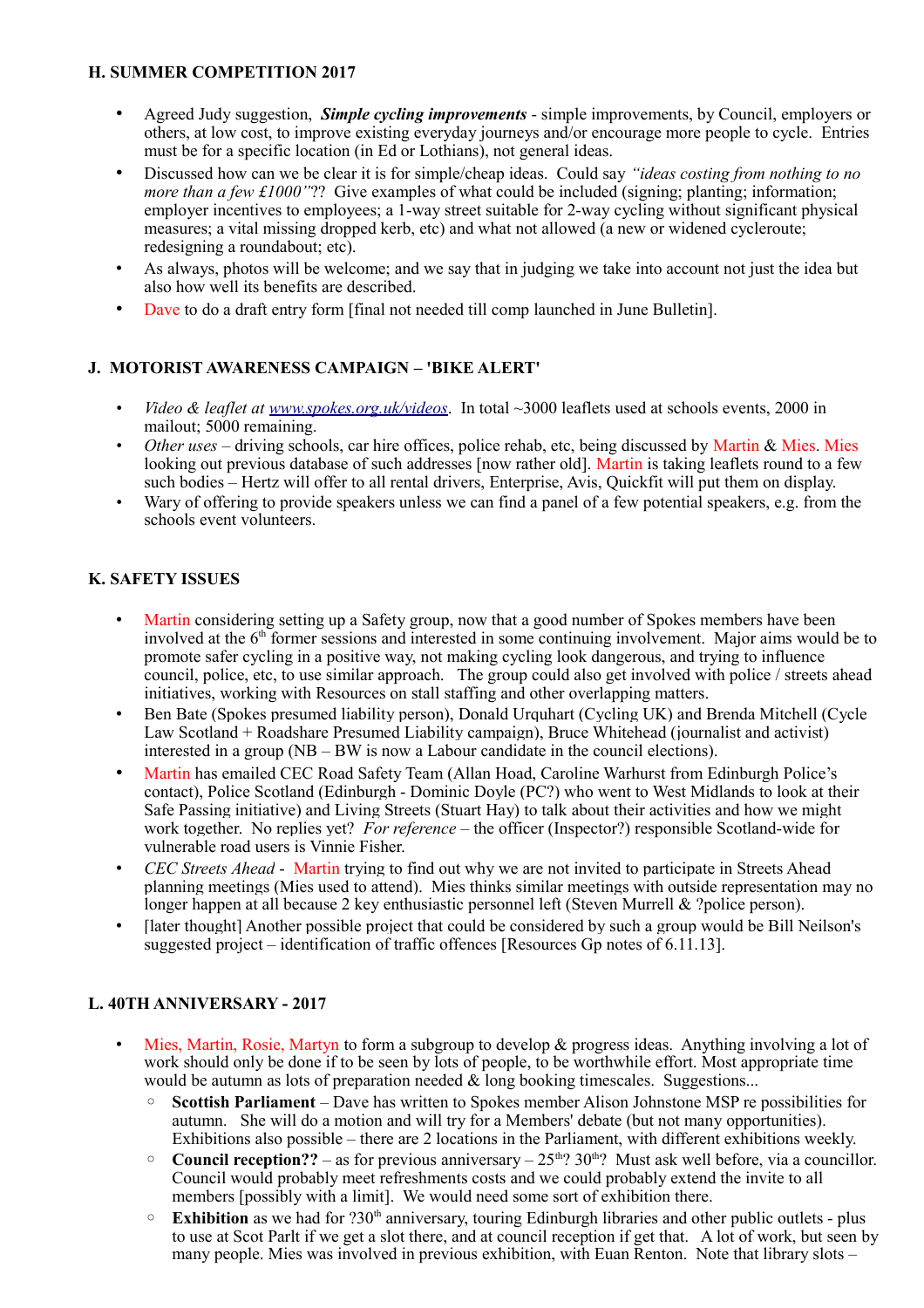### H. SUMMER COMPETITION 2017

- Agreed Judy suggestion, ***Simple cycling improvements*** - simple improvements, by Council, employers or others, at low cost, to improve existing everyday journeys and/or encourage more people to cycle. Entries must be for a specific location (in Ed or Lothians), not general ideas.
- Discussed how can we be clear it is for simple/cheap ideas. Could say *"ideas costing from nothing to no more than a few £1000"*?? Give examples of what could be included (signing; planting; information; employer incentives to employees; a 1-way street suitable for 2-way cycling without significant physical measures; a vital missing dropped kerb, etc) and what not allowed (a new or widened cycleroute; redesigning a roundabout; etc).
- As always, photos will be welcome; and we say that in judging we take into account not just the idea but also how well its benefits are described.
- Dave to do a draft entry form [final not needed till comp launched in June Bulletin].

### J. MOTORIST AWARENESS CAMPAIGN – 'BIKE ALERT'

- *Video & leaflet at* www.spokes.org.uk/videos. In total ~3000 leaflets used at schools events, 2000 in mailout; 5000 remaining.
- *Other uses* – driving schools, car hire offices, police rehab, etc, being discussed by Martin & Mies. Mies looking out previous database of such addresses [now rather old]. Martin is taking leaflets round to a few such bodies – Hertz will offer to all rental drivers, Enterprise, Avis, Quickfit will put them on display.
- Wary of offering to provide speakers unless we can find a panel of a few potential speakers, e.g. from the schools event volunteers.

### K. SAFETY ISSUES

- Martin considering setting up a Safety group, now that a good number of Spokes members have been involved at the 6th former sessions and interested in some continuing involvement. Major aims would be to promote safer cycling in a positive way, not making cycling look dangerous, and trying to influence council, police, etc, to use similar approach. The group could also get involved with police / streets ahead initiatives, working with Resources on stall staffing and other overlapping matters.
- Ben Bate (Spokes presumed liability person), Donald Urquhart (Cycling UK) and Brenda Mitchell (Cycle Law Scotland + Roadshare Presumed Liability campaign), Bruce Whitehead (journalist and activist) interested in a group (NB – BW is now a Labour candidate in the council elections).
- Martin has emailed CEC Road Safety Team (Allan Hoad, Caroline Warhurst from Edinburgh Police's contact), Police Scotland (Edinburgh - Dominic Doyle (PC?) who went to West Midlands to look at their Safe Passing initiative) and Living Streets (Stuart Hay) to talk about their activities and how we might work together. No replies yet? *For reference* – the officer (Inspector?) responsible Scotland-wide for vulnerable road users is Vinnie Fisher.
- *CEC Streets Ahead* - Martin trying to find out why we are not invited to participate in Streets Ahead planning meetings (Mies used to attend). Mies thinks similar meetings with outside representation may no longer happen at all because 2 key enthusiastic personnel left (Steven Murrell & ?police person).
- [later thought] Another possible project that could be considered by such a group would be Bill Neilson's suggested project – identification of traffic offences [Resources Gp notes of 6.11.13].

### L. 40TH ANNIVERSARY - 2017

- Mies, Martin, Rosie, Martyn to form a subgroup to develop & progress ideas. Anything involving a lot of work should only be done if to be seen by lots of people, to be worthwhile effort. Most appropriate time would be autumn as lots of preparation needed & long booking timescales. Suggestions...
  - **Scottish Parliament** – Dave has written to Spokes member Alison Johnstone MSP re possibilities for autumn. She will do a motion and will try for a Members' debate (but not many opportunities). Exhibitions also possible – there are 2 locations in the Parliament, with different exhibitions weekly.
  - **Council reception??** – as for previous anniversary – 25th? 30th? Must ask well before, via a councillor. Council would probably meet refreshments costs and we could probably extend the invite to all members [possibly with a limit]. We would need some sort of exhibition there.
  - **Exhibition** as we had for ?30th anniversary, touring Edinburgh libraries and other public outlets - plus to use at Scot Parlt if we get a slot there, and at council reception if get that. A lot of work, but seen by many people. Mies was involved in previous exhibition, with Euan Renton. Note that library slots –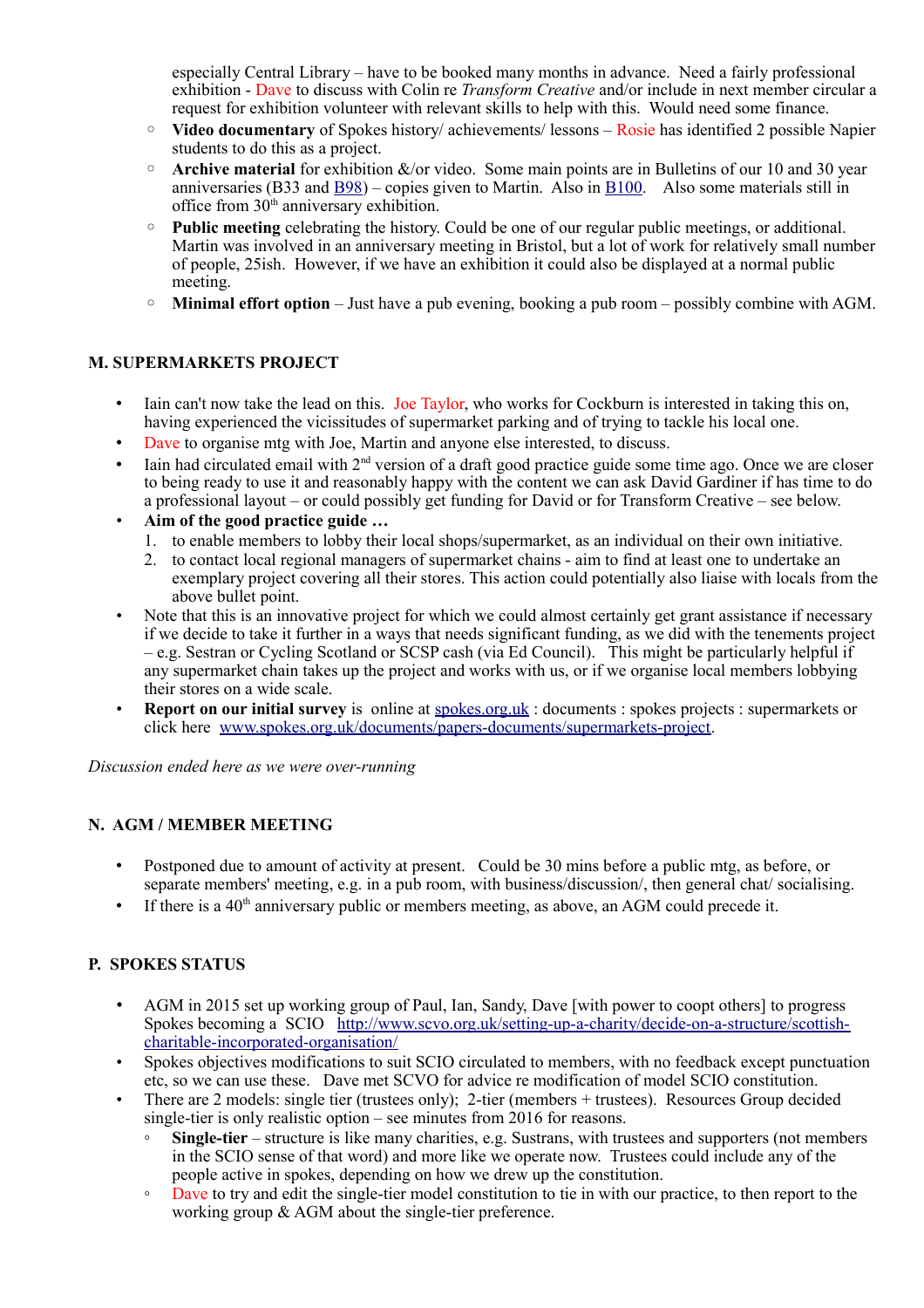especially Central Library – have to be booked many months in advance. Need a fairly professional exhibition - Dave to discuss with Colin re *Transform Creative* and/or include in next member circular a request for exhibition volunteer with relevant skills to help with this. Would need some finance.

- ◦ **Video documentary** of Spokes history/ achievements/ lessons – Rosie has identified 2 possible Napier students to do this as a project.
- ◦ **Archive material** for exhibition &/or video. Some main points are in Bulletins of our 10 and 30 year anniversaries (B33 and [B98](B98)) – copies given to Martin. Also in [B100](B100). Also some materials still in office from 30th anniversary exhibition.
- ◦ **Public meeting** celebrating the history. Could be one of our regular public meetings, or additional. Martin was involved in an anniversary meeting in Bristol, but a lot of work for relatively small number of people, 25ish. However, if we have an exhibition it could also be displayed at a normal public meeting.
- ◦ **Minimal effort option** – Just have a pub evening, booking a pub room – possibly combine with AGM.

### M. SUPERMARKETS PROJECT

- Iain can't now take the lead on this. Joe Taylor, who works for Cockburn is interested in taking this on, having experienced the vicissitudes of supermarket parking and of trying to tackle his local one.
- Dave to organise mtg with Joe, Martin and anyone else interested, to discuss.
- Iain had circulated email with 2nd version of a draft good practice guide some time ago. Once we are closer to being ready to use it and reasonably happy with the content we can ask David Gardiner if has time to do a professional layout – or could possibly get funding for David or for Transform Creative – see below.
- **Aim of the good practice guide …**
  1. to enable members to lobby their local shops/supermarket, as an individual on their own initiative.
  2. to contact local regional managers of supermarket chains - aim to find at least one to undertake an exemplary project covering all their stores. This action could potentially also liaise with locals from the above bullet point.
- Note that this is an innovative project for which we could almost certainly get grant assistance if necessary if we decide to take it further in a ways that needs significant funding, as we did with the tenements project – e.g. Sestran or Cycling Scotland or SCSP cash (via Ed Council). This might be particularly helpful if any supermarket chain takes up the project and works with us, or if we organise local members lobbying their stores on a wide scale.
- **Report on our initial survey** is online at [spokes.org.uk](spokes.org.uk) : documents : spokes projects : supermarkets or click here [www.spokes.org.uk/documents/papers-documents/supermarkets-project](www.spokes.org.uk/documents/papers-documents/supermarkets-project).

*Discussion ended here as we were over-running*

### N. AGM / MEMBER MEETING

- Postponed due to amount of activity at present. Could be 30 mins before a public mtg, as before, or separate members' meeting, e.g. in a pub room, with business/discussion/, then general chat/ socialising.
- If there is a 40th anniversary public or members meeting, as above, an AGM could precede it.

### P. SPOKES STATUS

- AGM in 2015 set up working group of Paul, Ian, Sandy, Dave [with power to coopt others] to progress Spokes becoming a SCIO [http://www.scvo.org.uk/setting-up-a-charity/decide-on-a-structure/scottish-charitable-incorporated-organisation/](http://www.scvo.org.uk/setting-up-a-charity/decide-on-a-structure/scottish-charitable-incorporated-organisation/)
- Spokes objectives modifications to suit SCIO circulated to members, with no feedback except punctuation etc, so we can use these. Dave met SCVO for advice re modification of model SCIO constitution.
- There are 2 models: single tier (trustees only); 2-tier (members + trustees). Resources Group decided single-tier is only realistic option – see minutes from 2016 for reasons.
  - ◦ **Single-tier** – structure is like many charities, e.g. Sustrans, with trustees and supporters (not members in the SCIO sense of that word) and more like we operate now. Trustees could include any of the people active in spokes, depending on how we drew up the constitution.
  - ◦ Dave to try and edit the single-tier model constitution to tie in with our practice, to then report to the working group & AGM about the single-tier preference.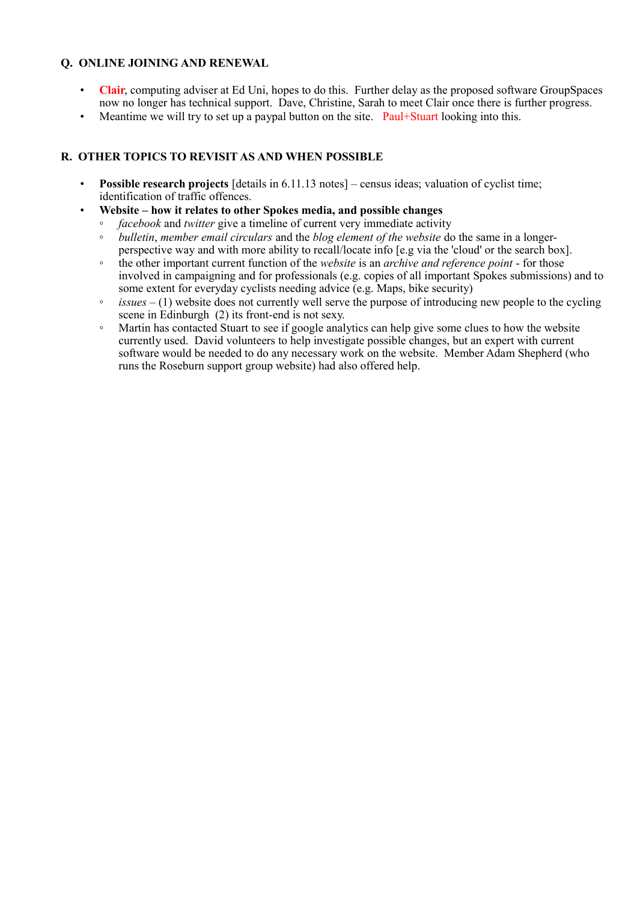### Q. ONLINE JOINING AND RENEWAL

- **Clair**, computing adviser at Ed Uni, hopes to do this. Further delay as the proposed software GroupSpaces now no longer has technical support. Dave, Christine, Sarah to meet Clair once there is further progress.
- Meantime we will try to set up a paypal button on the site. Paul+Stuart looking into this.

### R. OTHER TOPICS TO REVISIT AS AND WHEN POSSIBLE

- **Possible research projects** [details in 6.11.13 notes] – census ideas; valuation of cyclist time; identification of traffic offences.
- **Website – how it relates to other Spokes media, and possible changes**
  - *facebook* and *twitter* give a timeline of current very immediate activity
  - *bulletin*, *member email circulars* and the *blog element of the website* do the same in a longer-perspective way and with more ability to recall/locate info [e.g via the 'cloud' or the search box].
  - the other important current function of the *website* is an *archive and reference point* - for those involved in campaigning and for professionals (e.g. copies of all important Spokes submissions) and to some extent for everyday cyclists needing advice (e.g. Maps, bike security)
  - *issues* – (1) website does not currently well serve the purpose of introducing new people to the cycling scene in Edinburgh (2) its front-end is not sexy.
  - Martin has contacted Stuart to see if google analytics can help give some clues to how the website currently used. David volunteers to help investigate possible changes, but an expert with current software would be needed to do any necessary work on the website. Member Adam Shepherd (who runs the Roseburn support group website) had also offered help.